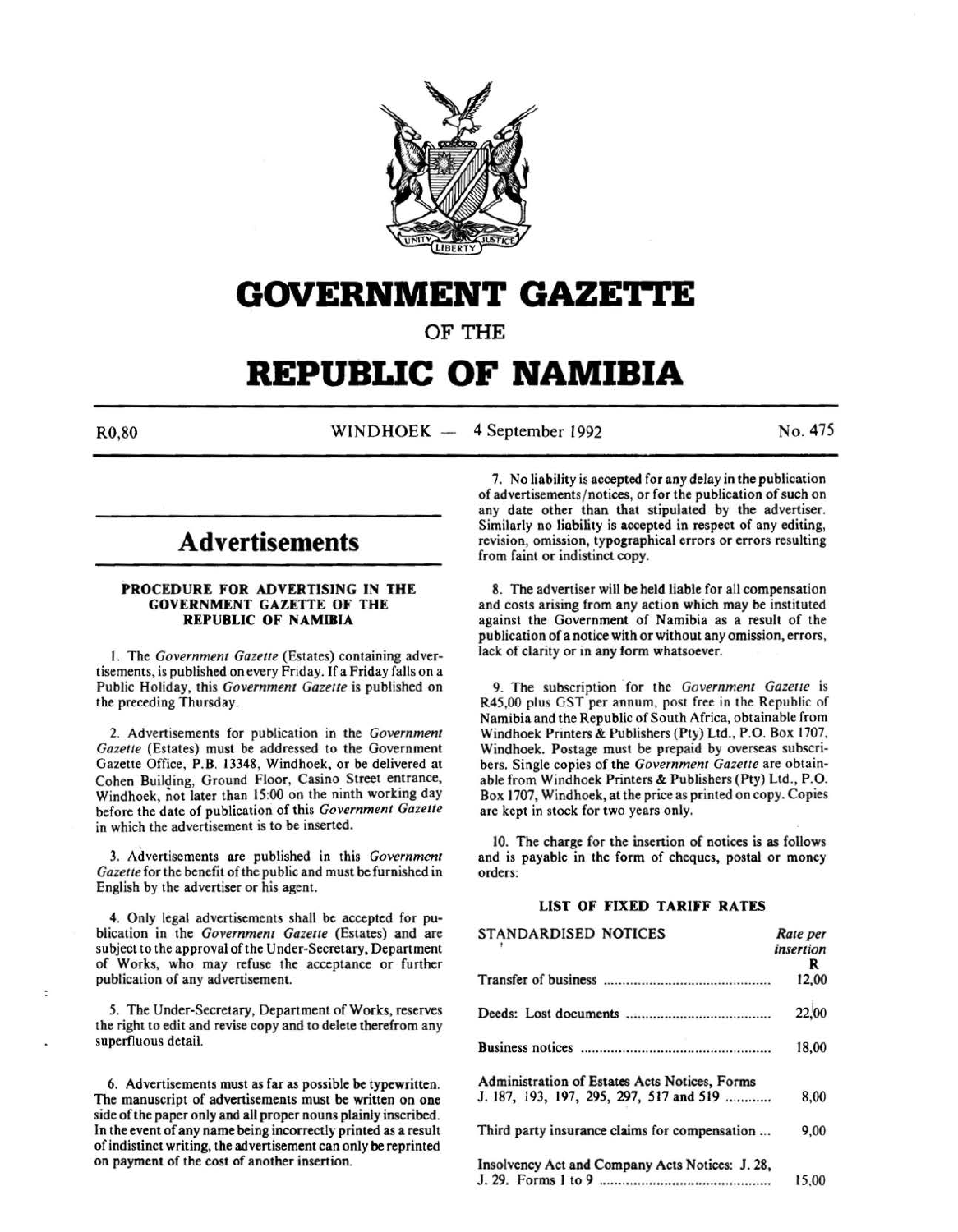# GOVERNMENT GAZETTE

OF THE

# REPUBLIC OF NAMIBIA

R0,80 WINDHOEK — 4 September 1992 No. 475

## Advertisements

### PROCEDURE FOR ADVERTISING IN THE GOVERNMENT GAZETTE OF THE REPUBLIC OF NAMIBIA

1. The *Government Gazette* (Estates) containing advertisements, is published on every Friday. If a Friday falls on a Public Holiday, this *Government Gazette* is published on the preceding Thursday.

2. Advertisements for publication in the *Government Gazette* (Estates) must be addressed to the Government Gazette Office, P.B. 13348, Windhoek, or be delivered at Cohen Building, Ground Floor, Casino Street entrance, Windhoek, not later than 15:00 on the ninth working day before the date of publication of this *Government Gazette* in which the advertisement is to be inserted.

3. Advertisements are published in this *Government Gazette* for the benefit of the public and must be furnished in English by the advertiser or his agent.

4. Only legal advertisements shall be accepted for publication in the *Government Gazette* (Estates) and are subject to the approval of the Under-Secretary, Department of Works, who may refuse the acceptance or further publication of any advertisement.

5. The Under-Secretary, Department of Works, reserves the right to edit and revise copy and to delete therefrom any superfluous detail.

6. Advertisements must as far as possible be typewritten. The manuscript of advertisements must be written on one side of the paper only and all proper nouns plainly inscribed. In the event of any name being incorrectly printed as a result of indistinct writing, the advertisement can only be reprinted on payment of the cost of another insertion.

7. No liability is accepted for any delay in the publication of advertisements/notices, or for the publication of such on any date other than that stipulated by the advertiser. Similarly no liability is accepted in respect of any editing, revision, omission, typographical errors or errors resulting from faint or indistinct copy.

8. The advertiser will be held liable for all compensation and costs arising from any action which may be instituted against the Government of Namibia as a result of the publication of a notice with or without any omission, errors, lack of clarity or in any form whatsoever.

9. The subscription for the *Government Gazette* is R45,00 plus GST per annum, post free in the Republic of Namibia and the Republic of South Africa, obtainable from Windhoek Printers & Publishers (Pty) Ltd., P.O. Box 1707, Windhoek. Postage must be prepaid by overseas subscribers. Single copies of the *Government Gazette* are obtainable from Windhoek Printers & Publishers (Pty) Ltd., P.O. Box 1707, Windhoek, at the price as printed on copy. Copies are kept in stock for two years only.

10. The charge for the insertion of notices is as follows and is payable in the form of cheques, postal or money orders:

### LIST OF FIXED TARIFF RATES

| STANDARDISED NOTICES | *Rate per insertion* R |
|---|---|
| Transfer of business | 12,00 |
| Deeds: Lost documents | 22,00 |
| Business notices | 18,00 |
| Administration of Estates Acts Notices, Forms J. 187, 193, 197, 295, 297, 517 and 519 | 8,00 |
| Third party insurance claims for compensation | 9,00 |
| Insolvency Act and Company Acts Notices: J. 28, J. 29. Forms 1 to 9 | 15,00 |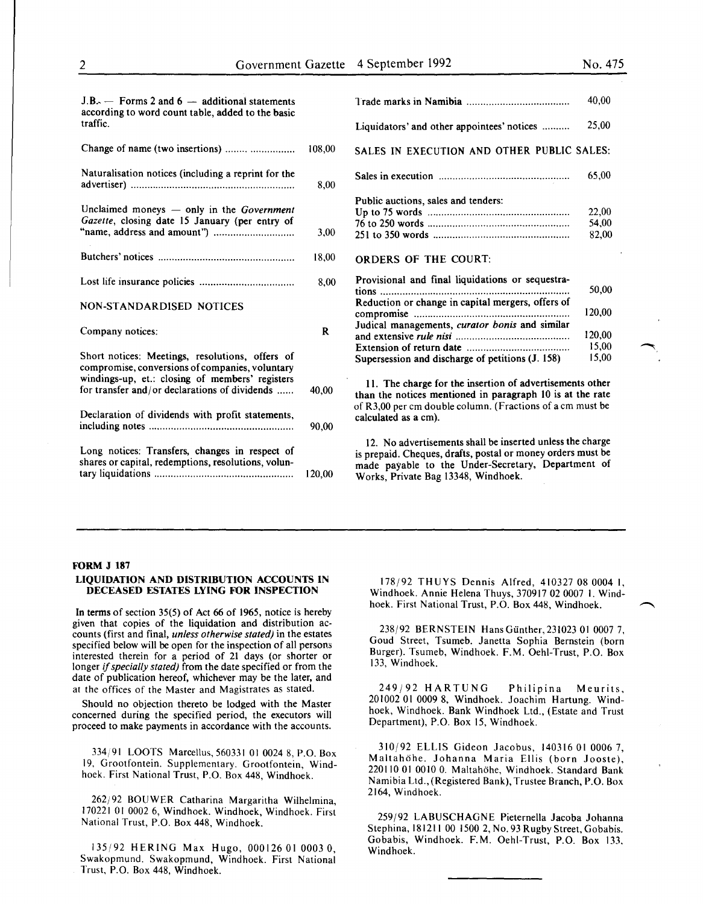J.B. — Forms 2 and 6 — additional statements according to word count table, added to the basic traffic.

| | |
|---|---|
| Change of name (two insertions) | 108,00 |
| Naturalisation notices (including a reprint for the advertiser) | 8,00 |
| Unclaimed moneys — only in the *Government Gazette*, closing date 15 January (per entry of "name, address and amount") | 3,00 |
| Butchers' notices | 18,00 |
| Lost life insurance policies | 8,00 |

NON-STANDARDISED NOTICES

| Company notices: | R |
|---|---|
| Short notices: Meetings, resolutions, offers of compromise, conversions of companies, voluntary windings-up, et.: closing of members' registers for transfer and/or declarations of dividends | 40,00 |
| Declaration of dividends with profit statements, including notes | 90,00 |
| Long notices: Transfers, changes in respect of shares or capital, redemptions, resolutions, voluntary liquidations | 120,00 |
| Trade marks in Namibia | 40,00 |
| Liquidators' and other appointees' notices | 25,00 |

SALES IN EXECUTION AND OTHER PUBLIC SALES:

| | |
|---|---|
| Sales in execution | 65,00 |
| Public auctions, sales and tenders: | |
| Up to 75 words | 22,00 |
| 76 to 250 words | 54,00 |
| 251 to 350 words | 82,00 |

ORDERS OF THE COURT:

| | |
|---|---|
| Provisional and final liquidations or sequestrations | 50,00 |
| Reduction or change in capital mergers, offers of compromise | 120,00 |
| Judical managements, *curator bonis* and similar and extensive *rule nisi* | 120,00 |
| Extension of return date | 15,00 |
| Supersession and discharge of petitions (J. 158) | 15,00 |

11. The charge for the insertion of advertisements other than the notices mentioned in paragraph 10 is at the rate of R3,00 per cm double column. (Fractions of a cm must be calculated as a cm).

12. No advertisements shall be inserted unless the charge is prepaid. Cheques, drafts, postal or money orders must be made payable to the Under-Secretary, Department of Works, Private Bag 13348, Windhoek.

---

**FORM J 187**

**LIQUIDATION AND DISTRIBUTION ACCOUNTS IN DECEASED ESTATES LYING FOR INSPECTION**

In terms of section 35(5) of Act 66 of 1965, notice is hereby given that copies of the liquidation and distribution accounts (first and final, *unless otherwise stated)* in the estates specified below will be open for the inspection of all persons interested therein for a period of 21 days (or shorter or longer *if specially stated)* from the date specified or from the date of publication hereof, whichever may be the later, and at the offices of the Master and Magistrates as stated.

Should no objection thereto be lodged with the Master concerned during the specified period, the executors will proceed to make payments in accordance with the accounts.

334/91 LOOTS Marcellus, 560331 01 0024 8, P.O. Box 19, Grootfontein. Supplementary. Grootfontein, Windhoek. First National Trust, P.O. Box 448, Windhoek.

262/92 BOUWER Catharina Margaritha Wilhelmina, 170221 01 0002 6, Windhoek. Windhoek, Windhoek. First National Trust, P.O. Box 448, Windhoek.

135/92 HERING Max Hugo, 000126 01 0003 0, Swakopmund. Swakopmund, Windhoek. First National Trust, P.O. Box 448, Windhoek.

178/92 THUYS Dennis Alfred, 410327 08 0004 1, Windhoek. Annie Helena Thuys, 370917 02 0007 1. Windhoek. First National Trust, P.O. Box 448, Windhoek.

238/92 BERNSTEIN Hans Günther, 231023 01 0007 7, Goud Street, Tsumeb. Janetta Sophia Bernstein (born Burger). Tsumeb, Windhoek. F.M. Oehl-Trust, P.O. Box 133, Windhoek.

249/92 HARTUNG Philipina Meurits, 201002 01 0009 8, Windhoek. Joachim Hartung. Windhoek, Windhoek. Bank Windhoek Ltd., (Estate and Trust Department), P.O. Box 15, Windhoek.

310/92 ELLIS Gideon Jacobus, 140316 01 0006 7, Maltahöhe. Johanna Maria Ellis (born Jooste), 220110 01 0010 0. Maltahöhe, Windhoek. Standard Bank Namibia Ltd., (Registered Bank), Trustee Branch, P.O. Box 2164, Windhoek.

259/92 LABUSCHAGNE Pieternella Jacoba Johanna Stephina, 181211 00 1500 2, No. 93 Rugby Street, Gobabis. Gobabis, Windhoek. F.M. Oehl-Trust, P.O. Box 133, Windhoek.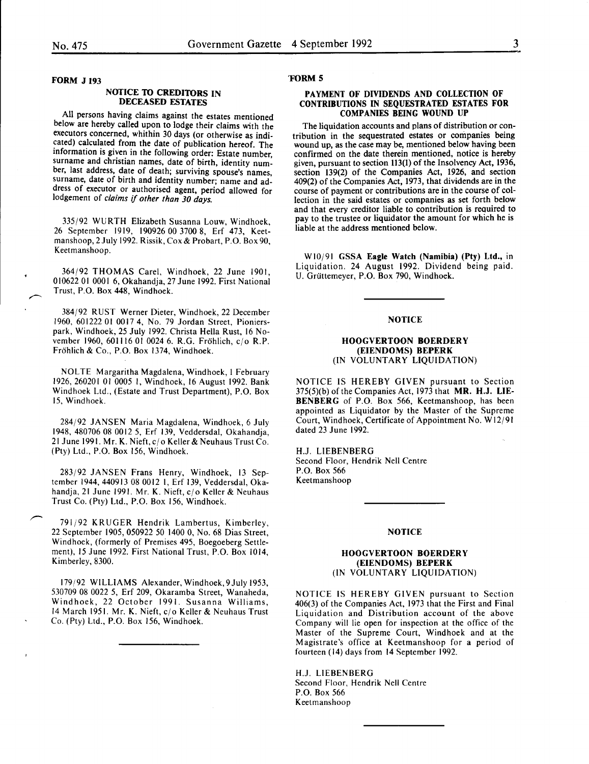**FORM J 193**

**NOTICE TO CREDITORS IN DECEASED ESTATES**

All persons having claims against the estates mentioned below are hereby called upon to lodge their claims with the executors concerned, whithin 30 days (or otherwise as indicated) calculated from the date of publication hereof. The information is given in the following order: Estate number, surname and christian names, date of birth, identity number, last address, date of death; surviving spouse's names, surname, date of birth and identity number; name and address of executor or authorised agent, period allowed for lodgement of *claims if other than 30 days.*

335/92 WURTH Elizabeth Susanna Louw, Windhoek, 26 September 1919, 190926 00 3700 8, Erf 473, Keetmanshoop, 2 July 1992. Rissik, Cox & Probart, P.O. Box 90, Keetmanshoop.

364/92 THOMAS Carel, Windhoek, 22 June 1901, 010622 01 0001 6, Okahandja, 27 June 1992. First National Trust, P.O. Box 448, Windhoek.

384/92 RUST Werner Dieter, Windhoek, 22 December 1960, 601222 01 0017 4, No. 79 Jordan Street, Pionierspark, Windhoek, 25 July 1992. Christa Hella Rust, 16 November 1960, 601116 01 0024 6. R.G. Fröhlich, c/o R.P. Fröhlich & Co., P.O. Box 1374, Windhoek.

NOLTE Margaritha Magdalena, Windhoek, 1 February 1926, 260201 01 0005 1, Windhoek, 16 August 1992. Bank Windhoek Ltd., (Estate and Trust Department), P.O. Box 15, Windhoek.

284/92 JANSEN Maria Magdalena, Windhoek, 6 July 1948, 480706 08 0012 5, Erf 139, Veddersdal, Okahandja, 21 June 1991. Mr. K. Nieft, c/o Keller & Neuhaus Trust Co. (Pty) Ltd., P.O. Box 156, Windhoek.

283/92 JANSEN Frans Henry, Windhoek, 13 September 1944, 440913 08 0012 1, Erf 139, Veddersdal, Okahandja, 21 June 1991. Mr. K. Nieft, c/o Keller & Neuhaus Trust Co. (Pty) Ltd., P.O. Box 156, Windhoek.

791/92 KRUGER Hendrik Lambertus, Kimberley, 22 September 1905, 050922 50 1400 0, No. 68 Dias Street, Windhoek, (formerly of Premises 495, Boegoeberg Settlement), 15 June 1992. First National Trust, P.O. Box 1014, Kimberley, 8300.

179/92 WILLIAMS Alexander, Windhoek, 9 July 1953, 530709 08 0022 5, Erf 209, Okaramba Street, Wanaheda, Windhoek, 22 October 1991. Susanna Williams, 14 March 1951. Mr. K. Nieft, c/o Keller & Neuhaus Trust Co. (Pty) Ltd., P.O. Box 156, Windhoek.

---

**FORM 5**

**PAYMENT OF DIVIDENDS AND COLLECTION OF CONTRIBUTIONS IN SEQUESTRATED ESTATES FOR COMPANIES BEING WOUND UP**

The liquidation accounts and plans of distribution or contribution in the sequestrated estates or companies being wound up, as the case may be, mentioned below having been confirmed on the date therein mentioned, notice is hereby given, pursuant to section 113(1) of the Insolvency Act, 1936, section 139(2) of the Companies Act, 1926, and section 409(2) of the Companies Act, 1973, that dividends are in the course of payment or contributions are in the course of collection in the said estates or companies as set forth below and that every creditor liable to contribution is required to pay to the trustee or liquidator the amount for which he is liable at the address mentioned below.

W10/91 **GSSA Eagle Watch (Namibia) (Pty) Ltd.**, in Liquidation. 24 August 1992. Dividend being paid. U. Grüttemeyer, P.O. Box 790, Windhoek.

---

**NOTICE**

**HOOGVERTOON BOERDERY (EIENDOMS) BEPERK**
(IN VOLUNTARY LIQUIDATION)

NOTICE IS HEREBY GIVEN pursuant to Section 375(5)(b) of the Companies Act, 1973 that **MR. H.J. LIEBENBERG** of P.O. Box 566, Keetmanshoop, has been appointed as Liquidator by the Master of the Supreme Court, Windhoek, Certificate of Appointment No. W12/91 dated 23 June 1992.

H.J. LIEBENBERG
Second Floor, Hendrik Nell Centre
P.O. Box 566
Keetmanshoop

---

**NOTICE**

**HOOGVERTOON BOERDERY (EIENDOMS) BEPERK**
(IN VOLUNTARY LIQUIDATION)

NOTICE IS HEREBY GIVEN pursuant to Section 406(3) of the Companies Act, 1973 that the First and Final Liquidation and Distribution account of the above Company will lie open for inspection at the office of the Master of the Supreme Court, Windhoek and at the Magistrate's office at Keetmanshoop for a period of fourteen (14) days from 14 September 1992.

H.J. LIEBENBERG
Second Floor, Hendrik Nell Centre
P.O. Box 566
Keetmanshoop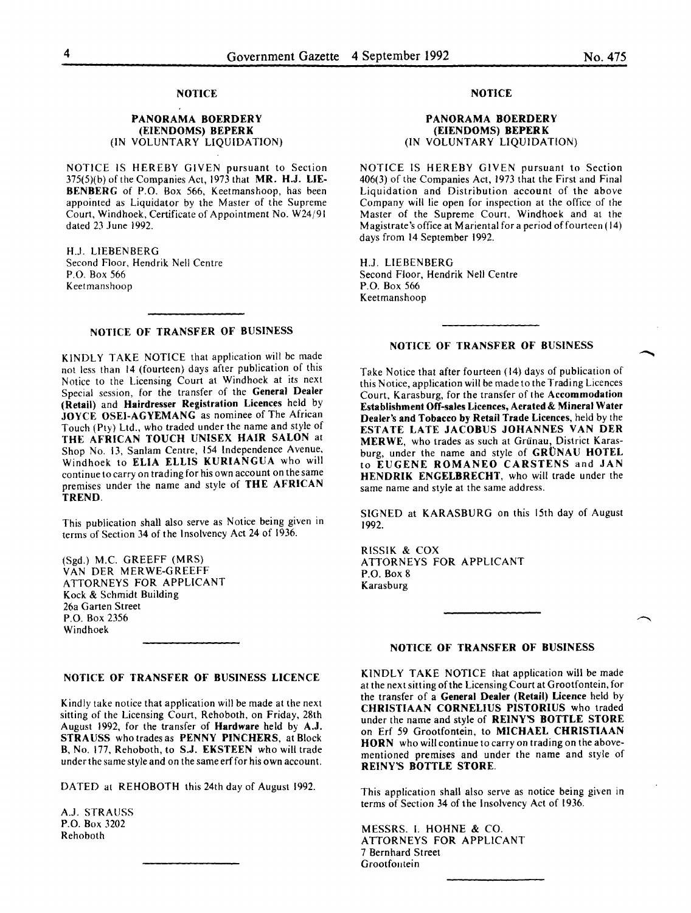### NOTICE

**PANORAMA BOERDERY (EIENDOMS) BEPERK**
(IN VOLUNTARY LIQUIDATION)

NOTICE IS HEREBY GIVEN pursuant to Section 375(5)(b) of the Companies Act, 1973 that **MR. H.J. LIEBENBERG** of P.O. Box 566, Keetmanshoop, has been appointed as Liquidator by the Master of the Supreme Court, Windhoek, Certificate of Appointment No. W24/91 dated 23 June 1992.

H.J. LIEBENBERG
Second Floor, Hendrik Nell Centre
P.O. Box 566
Keetmanshoop

---

### NOTICE OF TRANSFER OF BUSINESS

KINDLY TAKE NOTICE that application will be made not less than 14 (fourteen) days after publication of this Notice to the Licensing Court at Windhoek at its next Special session, for the transfer of the **General Dealer (Retail)** and **Hairdresser Registration Licences** held by **JOYCE OSEI-AGYEMANG** as nominee of The African Touch (Pty) Ltd., who traded under the name and style of **THE AFRICAN TOUCH UNISEX HAIR SALON** at Shop No. 13, Sanlam Centre, 154 Independence Avenue, Windhoek to **ELIA ELLIS KURIANGUA** who will continue to carry on trading for his own account on the same premises under the name and style of **THE AFRICAN TREND**.

This publication shall also serve as Notice being given in terms of Section 34 of the Insolvency Act 24 of 1936.

(Sgd.) M.C. GREEFF (MRS)
VAN DER MERWE-GREEFF
ATTORNEYS FOR APPLICANT
Kock & Schmidt Building
26a Garten Street
P.O. Box 2356
Windhoek

---

### NOTICE OF TRANSFER OF BUSINESS LICENCE

Kindly take notice that application will be made at the next sitting of the Licensing Court, Rehoboth, on Friday, 28th August 1992, for the transfer of **Hardware** held by **A.J. STRAUSS** who trades as **PENNY PINCHERS**, at Block B, No. 177, Rehoboth, to **S.J. EKSTEEN** who will trade under the same style and on the same erf for his own account.

DATED at REHOBOTH this 24th day of August 1992.

A.J. STRAUSS
P.O. Box 3202
Rehoboth

---

### NOTICE

**PANORAMA BOERDERY (EIENDOMS) BEPERK**
(IN VOLUNTARY LIQUIDATION)

NOTICE IS HEREBY GIVEN pursuant to Section 406(3) of the Companies Act, 1973 that the First and Final Liquidation and Distribution account of the above Company will lie open for inspection at the office of the Master of the Supreme Court, Windhoek and at the Magistrate's office at Mariental for a period of fourteen (14) days from 14 September 1992.

H.J. LIEBENBERG
Second Floor, Hendrik Nell Centre
P.O. Box 566
Keetmanshoop

---

### NOTICE OF TRANSFER OF BUSINESS

Take Notice that after fourteen (14) days of publication of this Notice, application will be made to the Trading Licences Court, Karasburg, for the transfer of the **Accommodation Establishment Off-sales Licences, Aerated & Mineral Water Dealer's and Tobacco by Retail Trade Licences**, held by the **ESTATE LATE JACOBUS JOHANNES VAN DER MERWE**, who trades as such at Grünau, District Karasburg, under the name and style of **GRÜNAU HOTEL** to **EUGENE ROMANEO CARSTENS** and **JAN HENDRIK ENGELBRECHT**, who will trade under the same name and style at the same address.

SIGNED at KARASBURG on this 15th day of August 1992.

RISSIK & COX
ATTORNEYS FOR APPLICANT
P.O. Box 8
Karasburg

---

### NOTICE OF TRANSFER OF BUSINESS

KINDLY TAKE NOTICE that application will be made at the next sitting of the Licensing Court at Grootfontein, for the transfer of a **General Dealer (Retail) Licence** held by **CHRISTIAAN CORNELIUS PISTORIUS** who traded under the name and style of **REINY'S BOTTLE STORE** on Erf 59 Grootfontein, to **MICHAEL CHRISTIAAN HORN** who will continue to carry on trading on the abovementioned premises and under the name and style of **REINY'S BOTTLE STORE**.

This application shall also serve as notice being given in terms of Section 34 of the Insolvency Act of 1936.

MESSRS. I. HOHNE & CO.
ATTORNEYS FOR APPLICANT
7 Bernhard Street
Grootfontein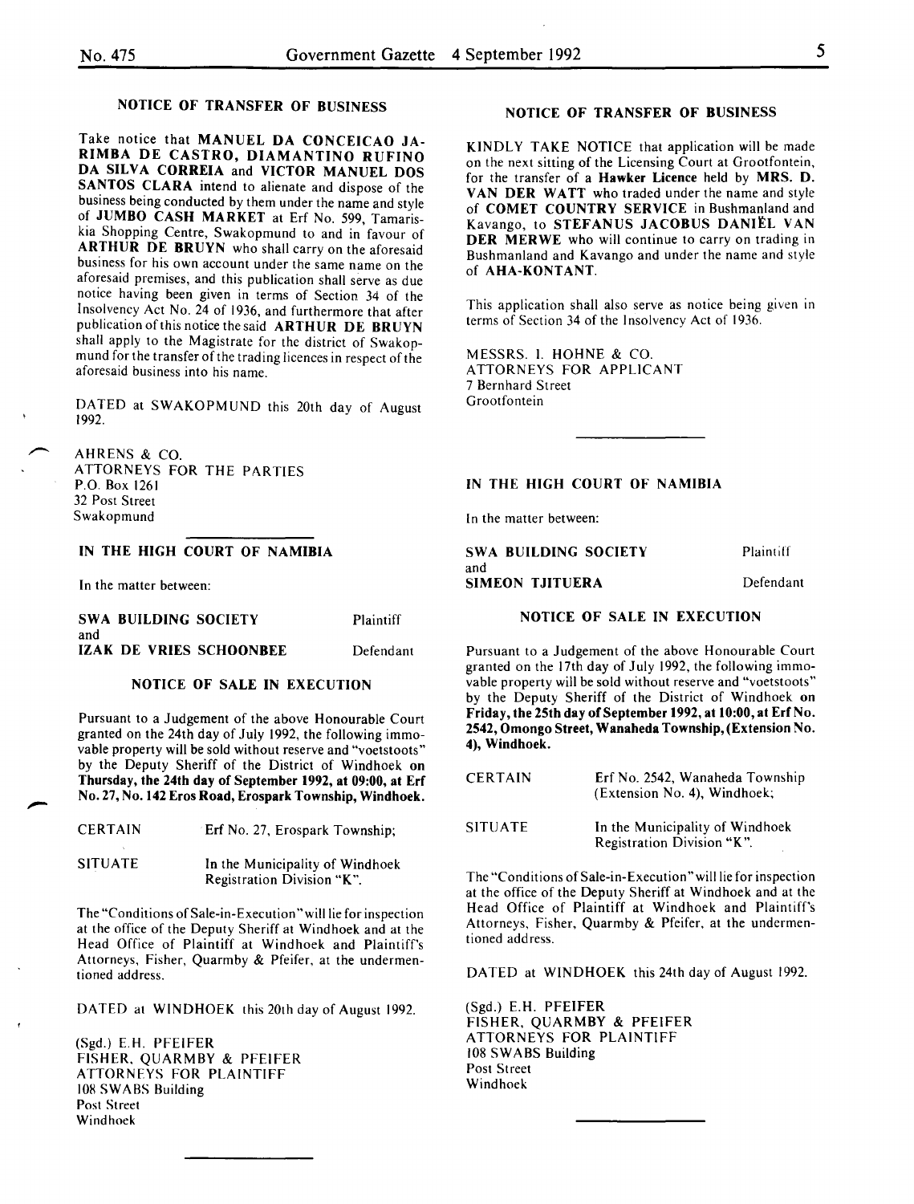## NOTICE OF TRANSFER OF BUSINESS

Take notice that **MANUEL DA CONCEICAO JARIMBA DE CASTRO, DIAMANTINO RUFINO DA SILVA CORREIA** and **VICTOR MANUEL DOS SANTOS CLARA** intend to alienate and dispose of the business being conducted by them under the name and style of **JUMBO CASH MARKET** at Erf No. 599, Tamariskia Shopping Centre, Swakopmund to and in favour of **ARTHUR DE BRUYN** who shall carry on the aforesaid business for his own account under the same name on the aforesaid premises, and this publication shall serve as due notice having been given in terms of Section 34 of the Insolvency Act No. 24 of 1936, and furthermore that after publication of this notice the said **ARTHUR DE BRUYN** shall apply to the Magistrate for the district of Swakopmund for the transfer of the trading licences in respect of the aforesaid business into his name.

DATED at SWAKOPMUND this 20th day of August 1992.

AHRENS & CO.
ATTORNEYS FOR THE PARTIES
P.O. Box 1261
32 Post Street
Swakopmund

---

## IN THE HIGH COURT OF NAMIBIA

In the matter between:

| | |
|---|---|
| **SWA BUILDING SOCIETY** | Plaintiff |
| and | |
| **IZAK DE VRIES SCHOONBEE** | Defendant |

### NOTICE OF SALE IN EXECUTION

Pursuant to a Judgement of the above Honourable Court granted on the 24th day of July 1992, the following immovable property will be sold without reserve and "voetstoots" by the Deputy Sheriff of the District of Windhoek **on Thursday, the 24th day of September 1992, at 09:00, at Erf No. 27, No. 142 Eros Road, Erospark Township, Windhoek.**

| | |
|---|---|
| CERTAIN | Erf No. 27, Erospark Township; |
| SITUATE | In the Municipality of Windhoek Registration Division "K". |

The "Conditions of Sale-in-Execution" will lie for inspection at the office of the Deputy Sheriff at Windhoek and at the Head Office of Plaintiff at Windhoek and Plaintiff's Attorneys, Fisher, Quarmby & Pfeifer, at the undermentioned address.

DATED at WINDHOEK this 20th day of August 1992.

(Sgd.) E.H. PFEIFER
FISHER, QUARMBY & PFEIFER
ATTORNEYS FOR PLAINTIFF
108 SWABS Building
Post Street
Windhoek

---

## NOTICE OF TRANSFER OF BUSINESS

KINDLY TAKE NOTICE that application will be made on the next sitting of the Licensing Court at Grootfontein, for the transfer of a **Hawker Licence** held by **MRS. D. VAN DER WATT** who traded under the name and style of **COMET COUNTRY SERVICE** in Bushmanland and Kavango, to **STEFANUS JACOBUS DANIËL VAN DER MERWE** who will continue to carry on trading in Bushmanland and Kavango and under the name and style of **AHA-KONTANT**.

This application shall also serve as notice being given in terms of Section 34 of the Insolvency Act of 1936.

MESSRS. I. HOHNE & CO.
ATTORNEYS FOR APPLICANT
7 Bernhard Street
Grootfontein

---

## IN THE HIGH COURT OF NAMIBIA

In the matter between:

| | |
|---|---|
| **SWA BUILDING SOCIETY** | Plaintiff |
| and | |
| **SIMEON TJITUERA** | Defendant |

### NOTICE OF SALE IN EXECUTION

Pursuant to a Judgement of the above Honourable Court granted on the 17th day of July 1992, the following immovable property will be sold without reserve and "voetstoots" by the Deputy Sheriff of the District of Windhoek **on Friday, the 25th day of September 1992, at 10:00, at Erf No. 2542, Omongo Street, Wanaheda Township, (Extension No. 4), Windhoek.**

| | |
|---|---|
| CERTAIN | Erf No. 2542, Wanaheda Township (Extension No. 4), Windhoek; |
| SITUATE | In the Municipality of Windhoek Registration Division "K". |

The "Conditions of Sale-in-Execution" will lie for inspection at the office of the Deputy Sheriff at Windhoek and at the Head Office of Plaintiff at Windhoek and Plaintiff's Attorneys, Fisher, Quarmby & Pfeifer, at the undermentioned address.

DATED at WINDHOEK this 24th day of August 1992.

(Sgd.) E.H. PFEIFER
FISHER, QUARMBY & PFEIFER
ATTORNEYS FOR PLAINTIFF
108 SWABS Building
Post Street
Windhoek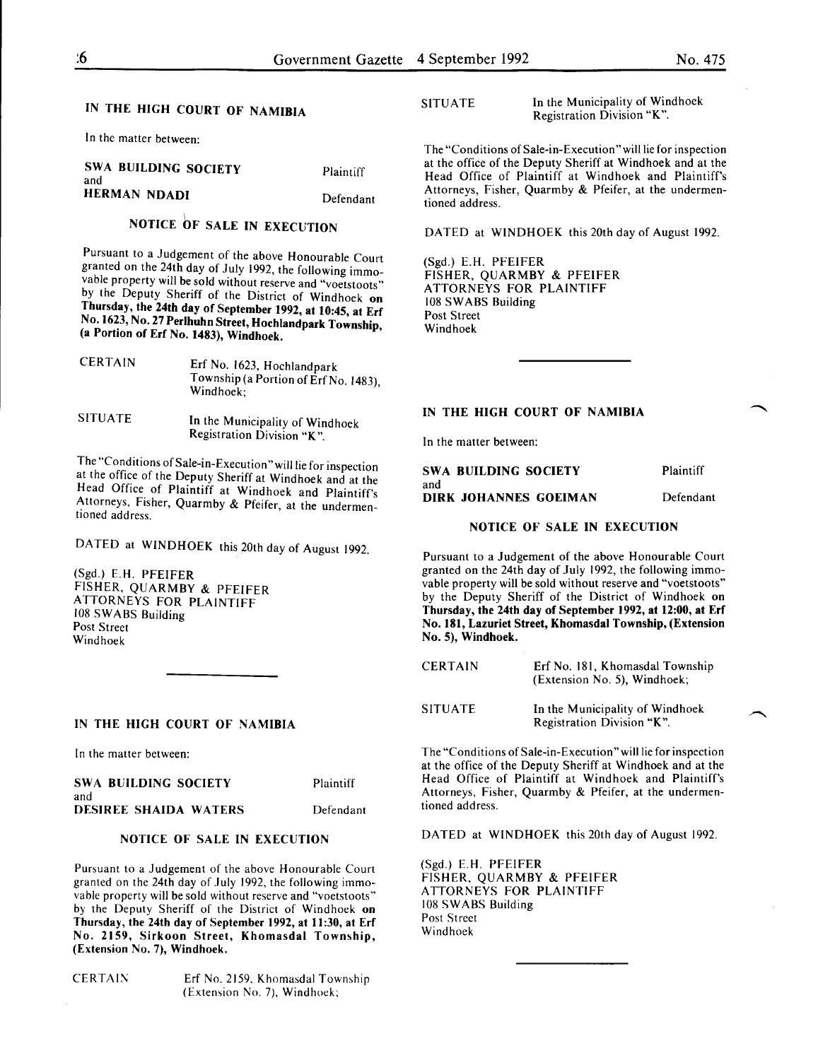## IN THE HIGH COURT OF NAMIBIA

In the matter between:

| | |
|---|---|
| **SWA BUILDING SOCIETY** | Plaintiff |
| and | |
| **HERMAN NDADI** | Defendant |

### NOTICE OF SALE IN EXECUTION

Pursuant to a Judgement of the above Honourable Court granted on the 24th day of July 1992, the following immovable property will be sold without reserve and "voetstoots" by the Deputy Sheriff of the District of Windhoek **on Thursday, the 24th day of September 1992, at 10:45, at Erf No. 1623, No. 27 Perlhuhn Street, Hochlandpark Township, (a Portion of Erf No. 1483), Windhoek.**

| | |
|---|---|
| CERTAIN | Erf No. 1623, Hochlandpark Township (a Portion of Erf No. 1483), Windhoek; |
| SITUATE | In the Municipality of Windhoek Registration Division "K". |

The "Conditions of Sale-in-Execution" will lie for inspection at the office of the Deputy Sheriff at Windhoek and at the Head Office of Plaintiff at Windhoek and Plaintiff's Attorneys, Fisher, Quarmby & Pfeifer, at the undermentioned address.

DATED at WINDHOEK this 20th day of August 1992.

(Sgd.) E.H. PFEIFER
FISHER, QUARMBY & PFEIFER
ATTORNEYS FOR PLAINTIFF
108 SWABS Building
Post Street
Windhoek

---

## IN THE HIGH COURT OF NAMIBIA

In the matter between:

| | |
|---|---|
| **SWA BUILDING SOCIETY** | Plaintiff |
| and | |
| **DESIREE SHAIDA WATERS** | Defendant |

### NOTICE OF SALE IN EXECUTION

Pursuant to a Judgement of the above Honourable Court granted on the 24th day of July 1992, the following immovable property will be sold without reserve and "voetstoots" by the Deputy Sheriff of the District of Windhoek **on Thursday, the 24th day of September 1992, at 11:30, at Erf No. 2159, Sirkoon Street, Khomasdal Township, (Extension No. 7), Windhoek.**

| | |
|---|---|
| CERTAIN | Erf No. 2159, Khomasdal Township (Extension No. 7), Windhoek; |
| SITUATE | In the Municipality of Windhoek Registration Division "K". |

The "Conditions of Sale-in-Execution" will lie for inspection at the office of the Deputy Sheriff at Windhoek and at the Head Office of Plaintiff at Windhoek and Plaintiff's Attorneys, Fisher, Quarmby & Pfeifer, at the undermentioned address.

DATED at WINDHOEK this 20th day of August 1992.

(Sgd.) E.H. PFEIFER
FISHER, QUARMBY & PFEIFER
ATTORNEYS FOR PLAINTIFF
108 SWABS Building
Post Street
Windhoek

---

## IN THE HIGH COURT OF NAMIBIA

In the matter between:

| | |
|---|---|
| **SWA BUILDING SOCIETY** | Plaintiff |
| and | |
| **DIRK JOHANNES GOEIMAN** | Defendant |

### NOTICE OF SALE IN EXECUTION

Pursuant to a Judgement of the above Honourable Court granted on the 24th day of July 1992, the following immovable property will be sold without reserve and "voetstoots" by the Deputy Sheriff of the District of Windhoek **on Thursday, the 24th day of September 1992, at 12:00, at Erf No. 181, Lazuriet Street, Khomasdal Township, (Extension No. 5), Windhoek.**

| | |
|---|---|
| CERTAIN | Erf No. 181, Khomasdal Township (Extension No. 5), Windhoek; |
| SITUATE | In the Municipality of Windhoek Registration Division "K". |

The "Conditions of Sale-in-Execution" will lie for inspection at the office of the Deputy Sheriff at Windhoek and at the Head Office of Plaintiff at Windhoek and Plaintiff's Attorneys, Fisher, Quarmby & Pfeifer, at the undermentioned address.

DATED at WINDHOEK this 20th day of August 1992.

(Sgd.) E.H. PFEIFER
FISHER, QUARMBY & PFEIFER
ATTORNEYS FOR PLAINTIFF
108 SWABS Building
Post Street
Windhoek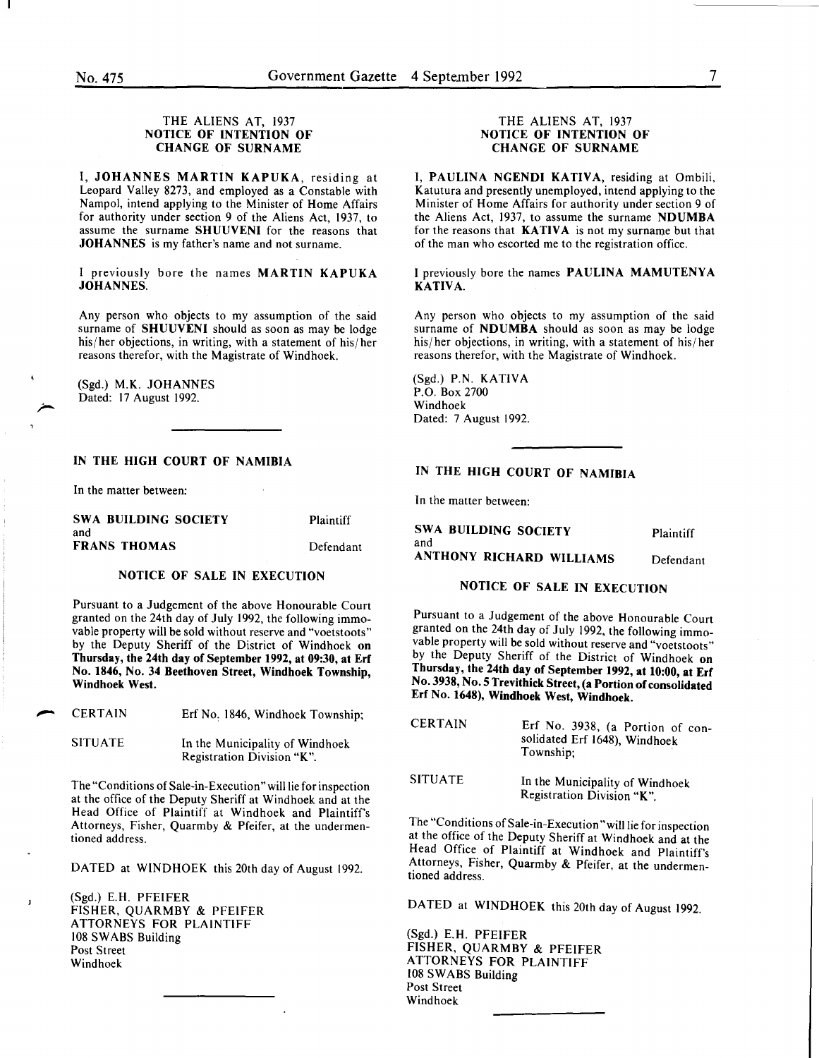### THE ALIENS AT, 1937
### NOTICE OF INTENTION OF CHANGE OF SURNAME

I, **JOHANNES MARTIN KAPUKA**, residing at Leopard Valley 8273, and employed as a Constable with Nampol, intend applying to the Minister of Home Affairs for authority under section 9 of the Aliens Act, 1937, to assume the surname **SHUUVENI** for the reasons that **JOHANNES** is my father's name and not surname.

I previously bore the names **MARTIN KAPUKA JOHANNES**.

Any person who objects to my assumption of the said surname of **SHUUVENI** should as soon as may be lodge his/her objections, in writing, with a statement of his/her reasons therefor, with the Magistrate of Windhoek.

(Sgd.) M.K. JOHANNES
Dated: 17 August 1992.

---

### IN THE HIGH COURT OF NAMIBIA

In the matter between:

| | |
|---|---|
| **SWA BUILDING SOCIETY** | Plaintiff |
| and | |
| **FRANS THOMAS** | Defendant |

### NOTICE OF SALE IN EXECUTION

Pursuant to a Judgement of the above Honourable Court granted on the 24th day of July 1992, the following immovable property will be sold without reserve and "voetstoots" by the Deputy Sheriff of the District of Windhoek **on Thursday, the 24th day of September 1992, at 09:30, at Erf No. 1846, No. 34 Beethoven Street, Windhoek Township, Windhoek West.**

| | |
|---|---|
| CERTAIN | Erf No. 1846, Windhoek Township; |
| SITUATE | In the Municipality of Windhoek Registration Division "K". |

The "Conditions of Sale-in-Execution" will lie for inspection at the office of the Deputy Sheriff at Windhoek and at the Head Office of Plaintiff at Windhoek and Plaintiff's Attorneys, Fisher, Quarmby & Pfeifer, at the undermentioned address.

DATED at WINDHOEK this 20th day of August 1992.

(Sgd.) E.H. PFEIFER
FISHER, QUARMBY & PFEIFER
ATTORNEYS FOR PLAINTIFF
108 SWABS Building
Post Street
Windhoek

---

### THE ALIENS AT, 1937
### NOTICE OF INTENTION OF CHANGE OF SURNAME

I, **PAULINA NGENDI KATIVA**, residing at Ombili, Katutura and presently unemployed, intend applying to the Minister of Home Affairs for authority under section 9 of the Aliens Act, 1937, to assume the surname **NDUMBA** for the reasons that **KATIVA** is not my surname but that of the man who escorted me to the registration office.

I previously bore the names **PAULINA MAMUTENYA KATIVA.**

Any person who objects to my assumption of the said surname of **NDUMBA** should as soon as may be lodge his/her objections, in writing, with a statement of his/her reasons therefor, with the Magistrate of Windhoek.

(Sgd.) P.N. KATIVA
P.O. Box 2700
Windhoek
Dated: 7 August 1992.

---

### IN THE HIGH COURT OF NAMIBIA

In the matter between:

| | |
|---|---|
| **SWA BUILDING SOCIETY** | Plaintiff |
| and | |
| **ANTHONY RICHARD WILLIAMS** | Defendant |

### NOTICE OF SALE IN EXECUTION

Pursuant to a Judgement of the above Honourable Court granted on the 24th day of July 1992, the following immovable property will be sold without reserve and "voetstoots" by the Deputy Sheriff of the District of Windhoek **on Thursday, the 24th day of September 1992, at 10:00, at Erf No. 3938, No. 5 Trevithick Street, (a Portion of consolidated Erf No. 1648), Windhoek West, Windhoek.**

| | |
|---|---|
| CERTAIN | Erf No. 3938, (a Portion of consolidated Erf 1648), Windhoek Township; |
| SITUATE | In the Municipality of Windhoek Registration Division "K". |

The "Conditions of Sale-in-Execution" will lie for inspection at the office of the Deputy Sheriff at Windhoek and at the Head Office of Plaintiff at Windhoek and Plaintiff's Attorneys, Fisher, Quarmby & Pfeifer, at the undermentioned address.

DATED at WINDHOEK this 20th day of August 1992.

(Sgd.) E.H. PFEIFER
FISHER, QUARMBY & PFEIFER
ATTORNEYS FOR PLAINTIFF
108 SWABS Building
Post Street
Windhoek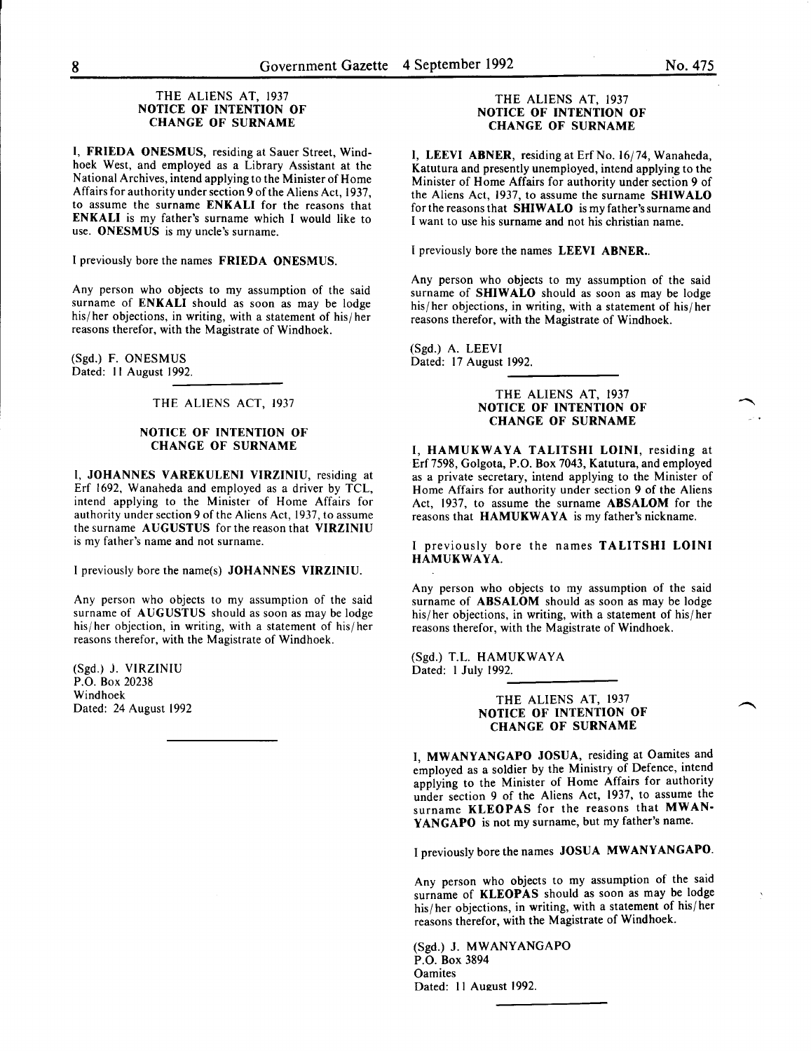THE ALIENS AT, 1937
**NOTICE OF INTENTION OF CHANGE OF SURNAME**

I, **FRIEDA ONESMUS**, residing at Sauer Street, Windhoek West, and employed as a Library Assistant at the National Archives, intend applying to the Minister of Home Affairs for authority under section 9 of the Aliens Act, 1937, to assume the surname **ENKALI** for the reasons that **ENKALI** is my father's surname which I would like to use. **ONESMUS** is my uncle's surname.

I previously bore the names **FRIEDA ONESMUS**.

Any person who objects to my assumption of the said surname of **ENKALI** should as soon as may be lodge his/her objections, in writing, with a statement of his/her reasons therefor, with the Magistrate of Windhoek.

(Sgd.) F. ONESMUS
Dated: 11 August 1992.

---

THE ALIENS ACT, 1937

**NOTICE OF INTENTION OF CHANGE OF SURNAME**

I, **JOHANNES VAREKULENI VIRZINIU**, residing at Erf 1692, Wanaheda and employed as a driver by TCL, intend applying to the Minister of Home Affairs for authority under section 9 of the Aliens Act, 1937, to assume the surname **AUGUSTUS** for the reason that **VIRZINIU** is my father's name and not surname.

I previously bore the name(s) **JOHANNES VIRZINIU**.

Any person who objects to my assumption of the said surname of **AUGUSTUS** should as soon as may be lodge his/her objection, in writing, with a statement of his/her reasons therefor, with the Magistrate of Windhoek.

(Sgd.) J. VIRZINIU
P.O. Box 20238
Windhoek
Dated: 24 August 1992

---

THE ALIENS AT, 1937
**NOTICE OF INTENTION OF CHANGE OF SURNAME**

I, **LEEVI ABNER**, residing at Erf No. 16/74, Wanaheda, Katutura and presently unemployed, intend applying to the Minister of Home Affairs for authority under section 9 of the Aliens Act, 1937, to assume the surname **SHIWALO** for the reasons that **SHIWALO** is my father's surname and I want to use his surname and not his christian name.

I previously bore the names **LEEVI ABNER.**.

Any person who objects to my assumption of the said surname of **SHIWALO** should as soon as may be lodge his/her objections, in writing, with a statement of his/her reasons therefor, with the Magistrate of Windhoek.

(Sgd.) A. LEEVI
Dated: 17 August 1992.

---

THE ALIENS AT, 1937
**NOTICE OF INTENTION OF CHANGE OF SURNAME**

I, **HAMUKWAYA TALITSHI LOINI**, residing at Erf 7598, Golgota, P.O. Box 7043, Katutura, and employed as a private secretary, intend applying to the Minister of Home Affairs for authority under section 9 of the Aliens Act, 1937, to assume the surname **ABSALOM** for the reasons that **HAMUKWAYA** is my father's nickname.

I previously bore the names **TALITSHI LOINI HAMUKWAYA**.

Any person who objects to my assumption of the said surname of **ABSALOM** should as soon as may be lodge his/her objections, in writing, with a statement of his/her reasons therefor, with the Magistrate of Windhoek.

(Sgd.) T.L. HAMUKWAYA
Dated: 1 July 1992.

---

THE ALIENS AT, 1937
**NOTICE OF INTENTION OF CHANGE OF SURNAME**

I, **MWANYANGAPO JOSUA**, residing at Oamites and employed as a soldier by the Ministry of Defence, intend applying to the Minister of Home Affairs for authority under section 9 of the Aliens Act, 1937, to assume the surname **KLEOPAS** for the reasons that **MWANYANGAPO** is not my surname, but my father's name.

I previously bore the names **JOSUA MWANYANGAPO**.

Any person who objects to my assumption of the said surname of **KLEOPAS** should as soon as may be lodge his/her objections, in writing, with a statement of his/her reasons therefor, with the Magistrate of Windhoek.

(Sgd.) J. MWANYANGAPO
P.O. Box 3894
Oamites
Dated: 11 August 1992.